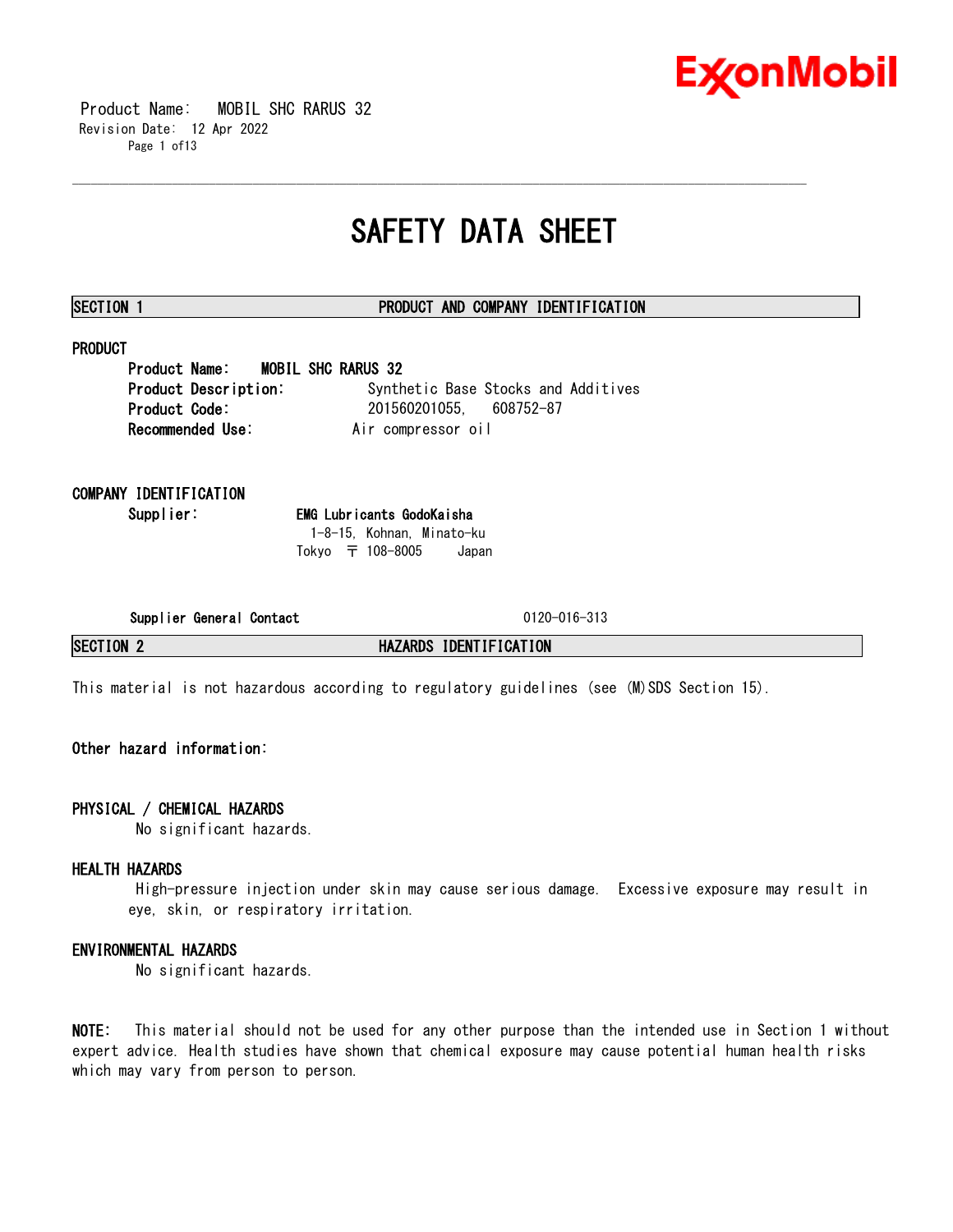# SAFETY DATA SHEET

## SECTION 1 PRODUCT AND COMPANY IDENTIFICATION

### PRODUCT

**Product Name:** MOBIL SHC RARUS 32
**Product Description:** Synthetic Base Stocks and Additives
**Product Code:** 201560201055, 608752-87
**Recommended Use:** Air compressor oil

### COMPANY IDENTIFICATION

**Supplier:** **EMG Lubricants GodoKaisha**
1-8-15, Kohnan, Minato-ku
Tokyo 〒 108-8005 Japan

**Supplier General Contact** 0120-016-313

## SECTION 2 HAZARDS IDENTIFICATION

This material is not hazardous according to regulatory guidelines (see (M)SDS Section 15).

**Other hazard information:**

### PHYSICAL / CHEMICAL HAZARDS

No significant hazards.

### HEALTH HAZARDS

High-pressure injection under skin may cause serious damage. Excessive exposure may result in eye, skin, or respiratory irritation.

### ENVIRONMENTAL HAZARDS

No significant hazards.

**NOTE:** This material should not be used for any other purpose than the intended use in Section 1 without expert advice. Health studies have shown that chemical exposure may cause potential human health risks which may vary from person to person.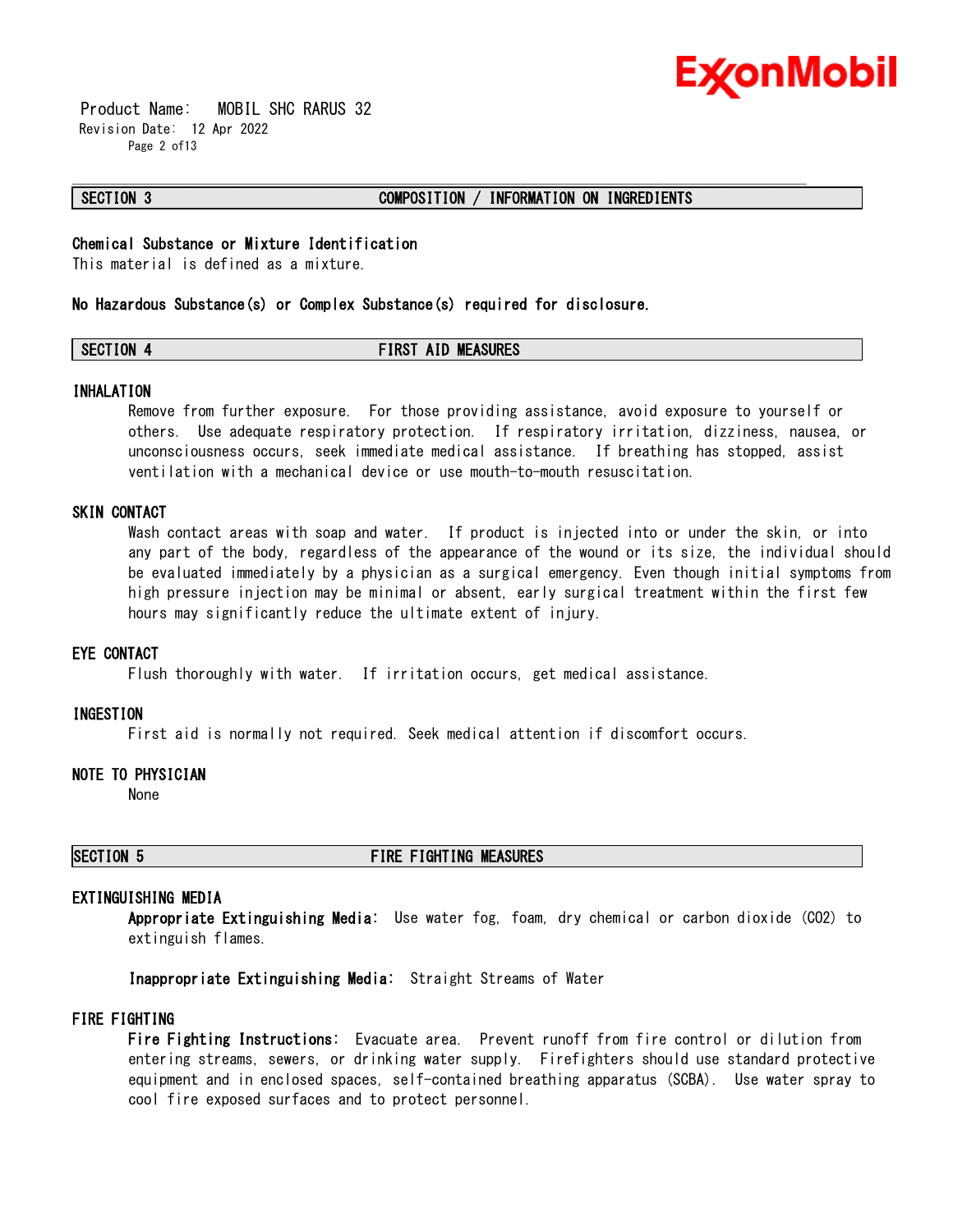## SECTION 3 COMPOSITION / INFORMATION ON INGREDIENTS

**Chemical Substance or Mixture Identification**
This material is defined as a mixture.

**No Hazardous Substance(s) or Complex Substance(s) required for disclosure.**

## SECTION 4 FIRST AID MEASURES

### INHALATION

Remove from further exposure. For those providing assistance, avoid exposure to yourself or others. Use adequate respiratory protection. If respiratory irritation, dizziness, nausea, or unconsciousness occurs, seek immediate medical assistance. If breathing has stopped, assist ventilation with a mechanical device or use mouth-to-mouth resuscitation.

### SKIN CONTACT

Wash contact areas with soap and water. If product is injected into or under the skin, or into any part of the body, regardless of the appearance of the wound or its size, the individual should be evaluated immediately by a physician as a surgical emergency. Even though initial symptoms from high pressure injection may be minimal or absent, early surgical treatment within the first few hours may significantly reduce the ultimate extent of injury.

### EYE CONTACT

Flush thoroughly with water. If irritation occurs, get medical assistance.

### INGESTION

First aid is normally not required. Seek medical attention if discomfort occurs.

### NOTE TO PHYSICIAN

None

## SECTION 5 FIRE FIGHTING MEASURES

### EXTINGUISHING MEDIA

**Appropriate Extinguishing Media:** Use water fog, foam, dry chemical or carbon dioxide ($CO_2$) to extinguish flames.

**Inappropriate Extinguishing Media:** Straight Streams of Water

### FIRE FIGHTING

**Fire Fighting Instructions:** Evacuate area. Prevent runoff from fire control or dilution from entering streams, sewers, or drinking water supply. Firefighters should use standard protective equipment and in enclosed spaces, self-contained breathing apparatus (SCBA). Use water spray to cool fire exposed surfaces and to protect personnel.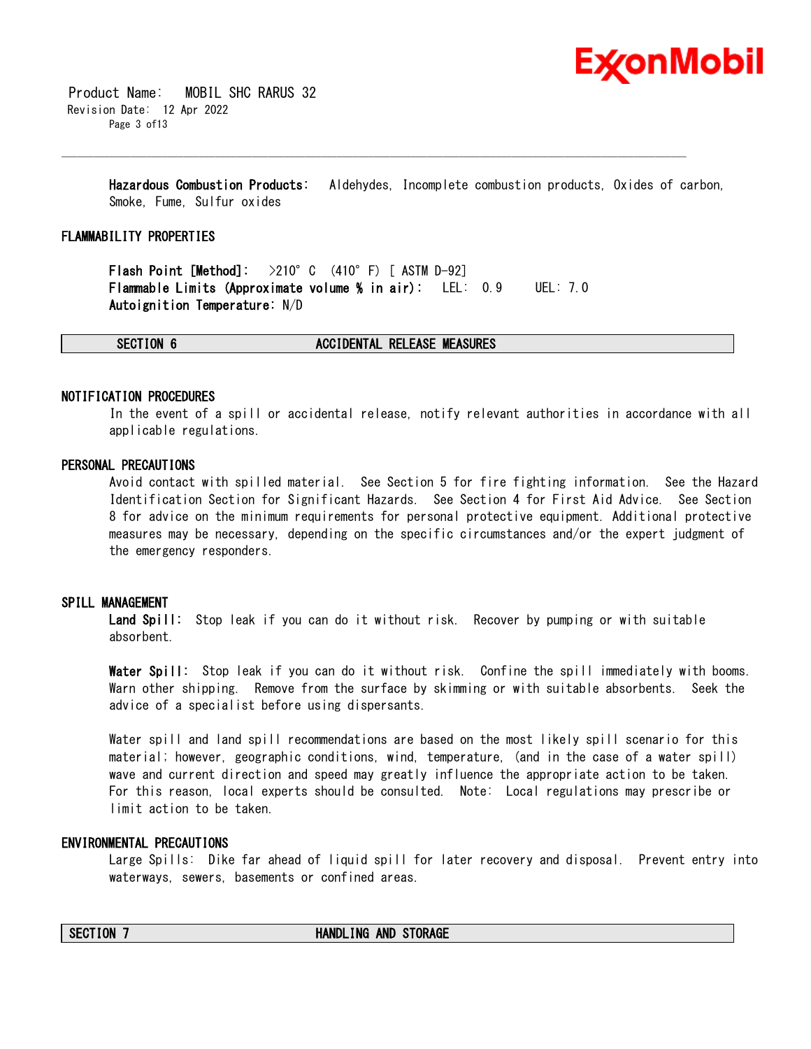**Hazardous Combustion Products:** Aldehydes, Incomplete combustion products, Oxides of carbon, Smoke, Fume, Sulfur oxides

### FLAMMABILITY PROPERTIES

**Flash Point [Method]:** >210°C (410°F) [ ASTM D-92]
**Flammable Limits (Approximate volume % in air):** LEL: 0.9 UEL: 7.0
**Autoignition Temperature:** N/D

## SECTION 6 ACCIDENTAL RELEASE MEASURES

### NOTIFICATION PROCEDURES

In the event of a spill or accidental release, notify relevant authorities in accordance with all applicable regulations.

### PERSONAL PRECAUTIONS

Avoid contact with spilled material. See Section 5 for fire fighting information. See the Hazard Identification Section for Significant Hazards. See Section 4 for First Aid Advice. See Section 8 for advice on the minimum requirements for personal protective equipment. Additional protective measures may be necessary, depending on the specific circumstances and/or the expert judgment of the emergency responders.

### SPILL MANAGEMENT

**Land Spill:** Stop leak if you can do it without risk. Recover by pumping or with suitable absorbent.

**Water Spill:** Stop leak if you can do it without risk. Confine the spill immediately with booms. Warn other shipping. Remove from the surface by skimming or with suitable absorbents. Seek the advice of a specialist before using dispersants.

Water spill and land spill recommendations are based on the most likely spill scenario for this material; however, geographic conditions, wind, temperature, (and in the case of a water spill) wave and current direction and speed may greatly influence the appropriate action to be taken. For this reason, local experts should be consulted. Note: Local regulations may prescribe or limit action to be taken.

### ENVIRONMENTAL PRECAUTIONS

Large Spills: Dike far ahead of liquid spill for later recovery and disposal. Prevent entry into waterways, sewers, basements or confined areas.

## SECTION 7 HANDLING AND STORAGE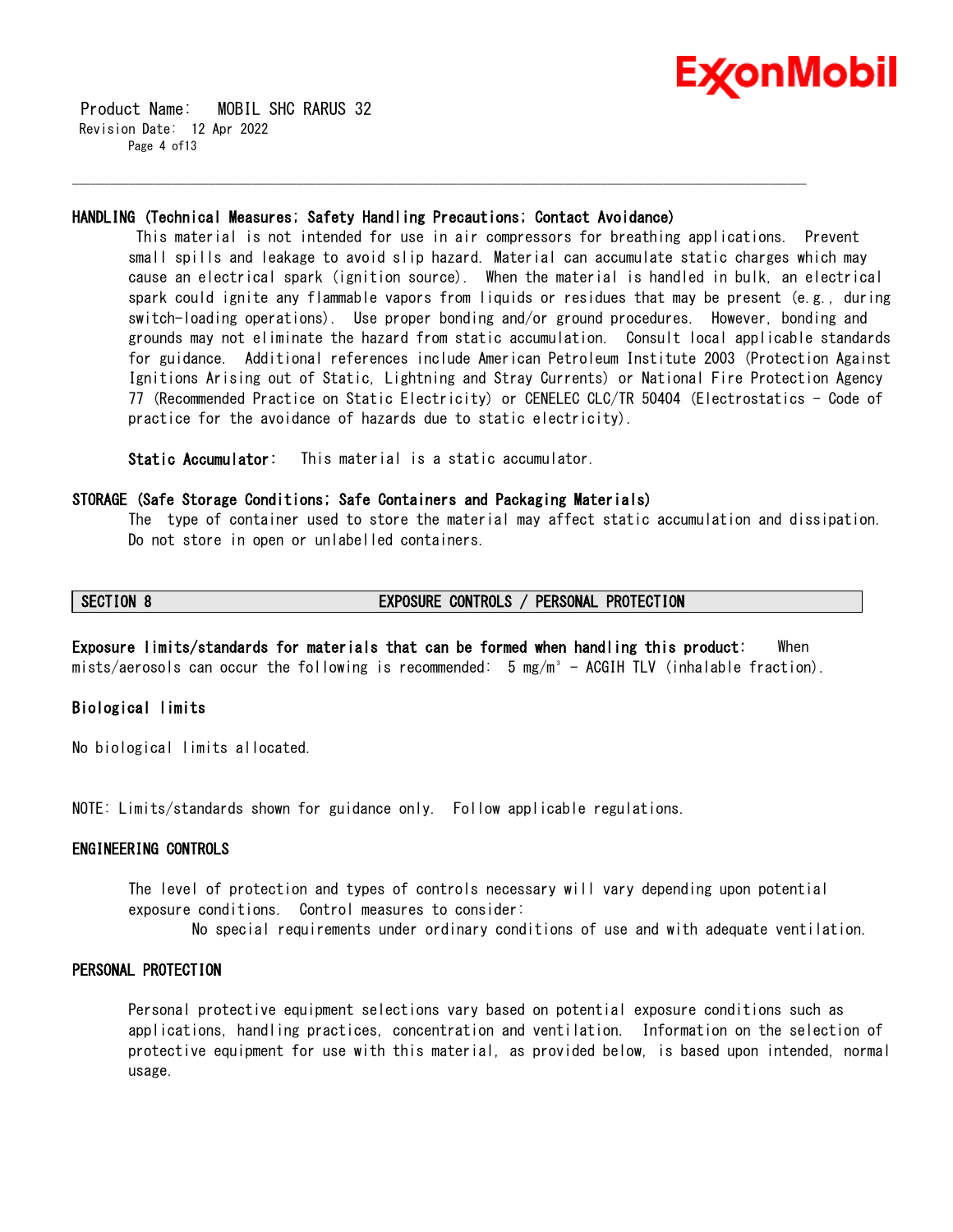### HANDLING (Technical Measures; Safety Handling Precautions; Contact Avoidance)

This material is not intended for use in air compressors for breathing applications. Prevent small spills and leakage to avoid slip hazard. Material can accumulate static charges which may cause an electrical spark (ignition source). When the material is handled in bulk, an electrical spark could ignite any flammable vapors from liquids or residues that may be present (e.g., during switch-loading operations). Use proper bonding and/or ground procedures. However, bonding and grounds may not eliminate the hazard from static accumulation. Consult local applicable standards for guidance. Additional references include American Petroleum Institute 2003 (Protection Against Ignitions Arising out of Static, Lightning and Stray Currents) or National Fire Protection Agency 77 (Recommended Practice on Static Electricity) or CENELEC CLC/TR 50404 (Electrostatics - Code of practice for the avoidance of hazards due to static electricity).

**Static Accumulator:** This material is a static accumulator.

### STORAGE (Safe Storage Conditions; Safe Containers and Packaging Materials)

The type of container used to store the material may affect static accumulation and dissipation. Do not store in open or unlabelled containers.

## SECTION 8 EXPOSURE CONTROLS / PERSONAL PROTECTION

**Exposure limits/standards for materials that can be formed when handling this product:** When mists/aerosols can occur the following is recommended: 5 mg/m³ - ACGIH TLV (inhalable fraction).

### Biological limits

No biological limits allocated.

NOTE: Limits/standards shown for guidance only. Follow applicable regulations.

### ENGINEERING CONTROLS

The level of protection and types of controls necessary will vary depending upon potential exposure conditions. Control measures to consider:

No special requirements under ordinary conditions of use and with adequate ventilation.

### PERSONAL PROTECTION

Personal protective equipment selections vary based on potential exposure conditions such as applications, handling practices, concentration and ventilation. Information on the selection of protective equipment for use with this material, as provided below, is based upon intended, normal usage.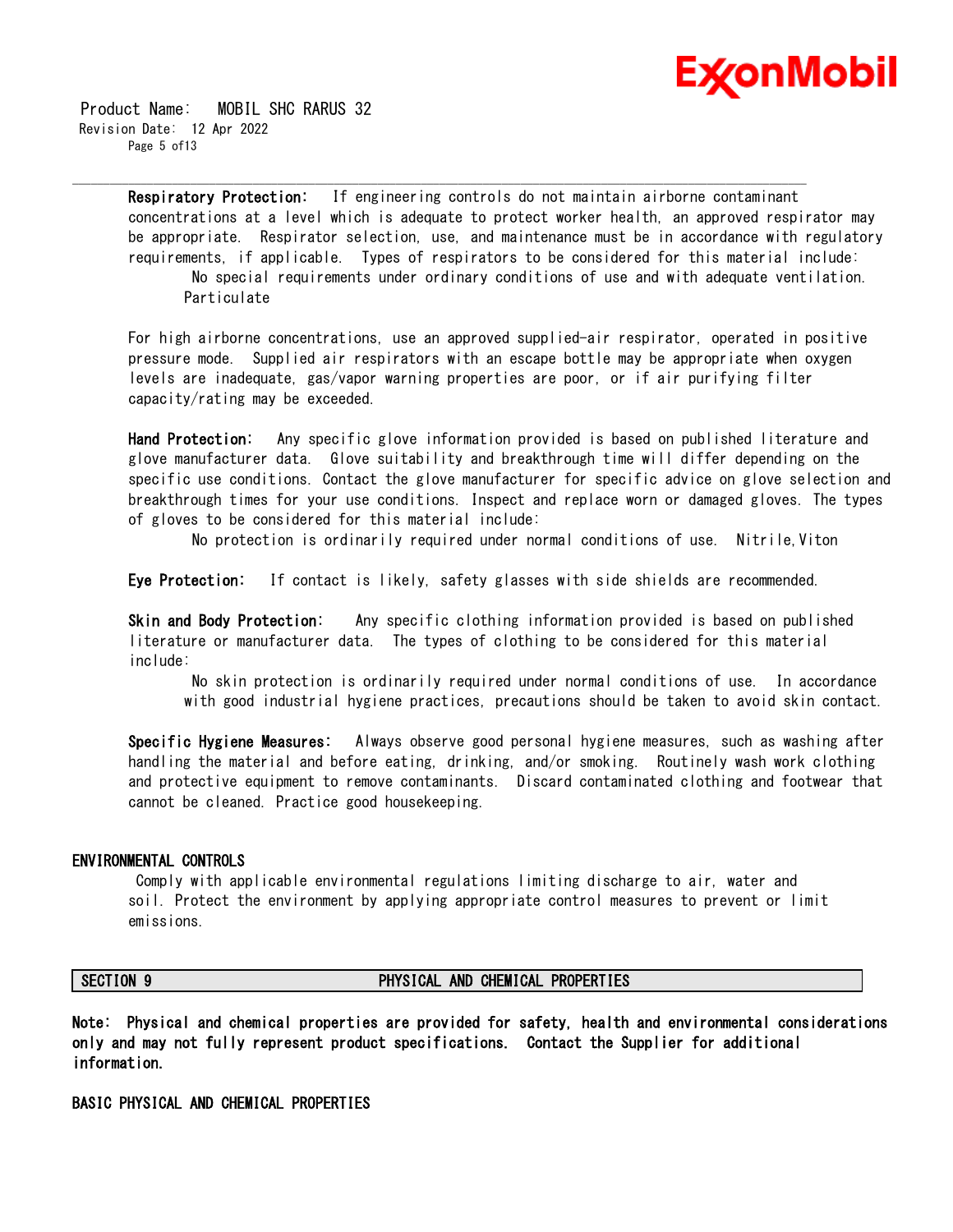**Respiratory Protection:** If engineering controls do not maintain airborne contaminant concentrations at a level which is adequate to protect worker health, an approved respirator may be appropriate. Respirator selection, use, and maintenance must be in accordance with regulatory requirements, if applicable. Types of respirators to be considered for this material include:

No special requirements under ordinary conditions of use and with adequate ventilation.

Particulate

For high airborne concentrations, use an approved supplied-air respirator, operated in positive pressure mode. Supplied air respirators with an escape bottle may be appropriate when oxygen levels are inadequate, gas/vapor warning properties are poor, or if air purifying filter capacity/rating may be exceeded.

**Hand Protection:** Any specific glove information provided is based on published literature and glove manufacturer data. Glove suitability and breakthrough time will differ depending on the specific use conditions. Contact the glove manufacturer for specific advice on glove selection and breakthrough times for your use conditions. Inspect and replace worn or damaged gloves. The types of gloves to be considered for this material include:

No protection is ordinarily required under normal conditions of use. Nitrile,Viton

**Eye Protection:** If contact is likely, safety glasses with side shields are recommended.

**Skin and Body Protection:** Any specific clothing information provided is based on published literature or manufacturer data. The types of clothing to be considered for this material include:

No skin protection is ordinarily required under normal conditions of use. In accordance with good industrial hygiene practices, precautions should be taken to avoid skin contact.

**Specific Hygiene Measures:** Always observe good personal hygiene measures, such as washing after handling the material and before eating, drinking, and/or smoking. Routinely wash work clothing and protective equipment to remove contaminants. Discard contaminated clothing and footwear that cannot be cleaned. Practice good housekeeping.

## ENVIRONMENTAL CONTROLS

Comply with applicable environmental regulations limiting discharge to air, water and soil. Protect the environment by applying appropriate control measures to prevent or limit emissions.

## SECTION 9 PHYSICAL AND CHEMICAL PROPERTIES

**Note: Physical and chemical properties are provided for safety, health and environmental considerations only and may not fully represent product specifications. Contact the Supplier for additional information.**

## BASIC PHYSICAL AND CHEMICAL PROPERTIES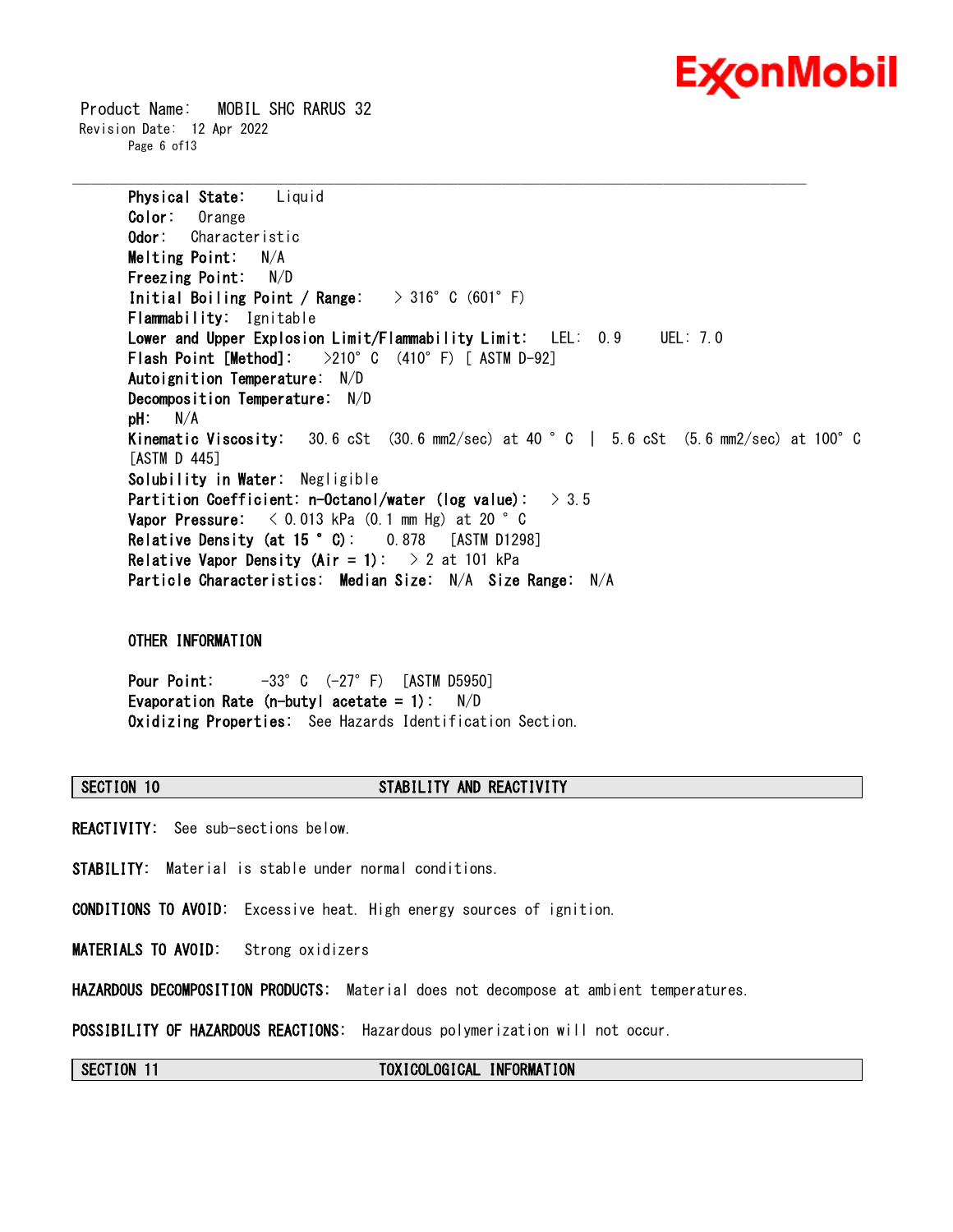**Physical State:** Liquid
**Color:** Orange
**Odor:** Characteristic
**Melting Point:** N/A
**Freezing Point:** N/D
**Initial Boiling Point / Range:** > 316°C (601°F)
**Flammability:** Ignitable
**Lower and Upper Explosion Limit/Flammability Limit:** LEL: 0.9 UEL: 7.0
**Flash Point [Method]:** >210°C (410°F) [ ASTM D-92]
**Autoignition Temperature:** N/D
**Decomposition Temperature:** N/D
**pH:** N/A
**Kinematic Viscosity:** 30.6 cSt (30.6 mm2/sec) at 40 °C | 5.6 cSt (5.6 mm2/sec) at 100°C [ASTM D 445]
**Solubility in Water:** Negligible
**Partition Coefficient: n-Octanol/water (log value):** > 3.5
**Vapor Pressure:** < 0.013 kPa (0.1 mm Hg) at 20 °C
**Relative Density (at 15 °C):** 0.878 [ASTM D1298]
**Relative Vapor Density (Air = 1):** > 2 at 101 kPa
**Particle Characteristics:** **Median Size:** N/A **Size Range:** N/A

**OTHER INFORMATION**

**Pour Point:** -33°C (-27°F) [ASTM D5950]
**Evaporation Rate (n-butyl acetate = 1):** N/D
**Oxidizing Properties:** See Hazards Identification Section.

## SECTION 10 STABILITY AND REACTIVITY

**REACTIVITY:** See sub-sections below.

**STABILITY:** Material is stable under normal conditions.

**CONDITIONS TO AVOID:** Excessive heat. High energy sources of ignition.

**MATERIALS TO AVOID:** Strong oxidizers

**HAZARDOUS DECOMPOSITION PRODUCTS:** Material does not decompose at ambient temperatures.

**POSSIBILITY OF HAZARDOUS REACTIONS:** Hazardous polymerization will not occur.

## SECTION 11 TOXICOLOGICAL INFORMATION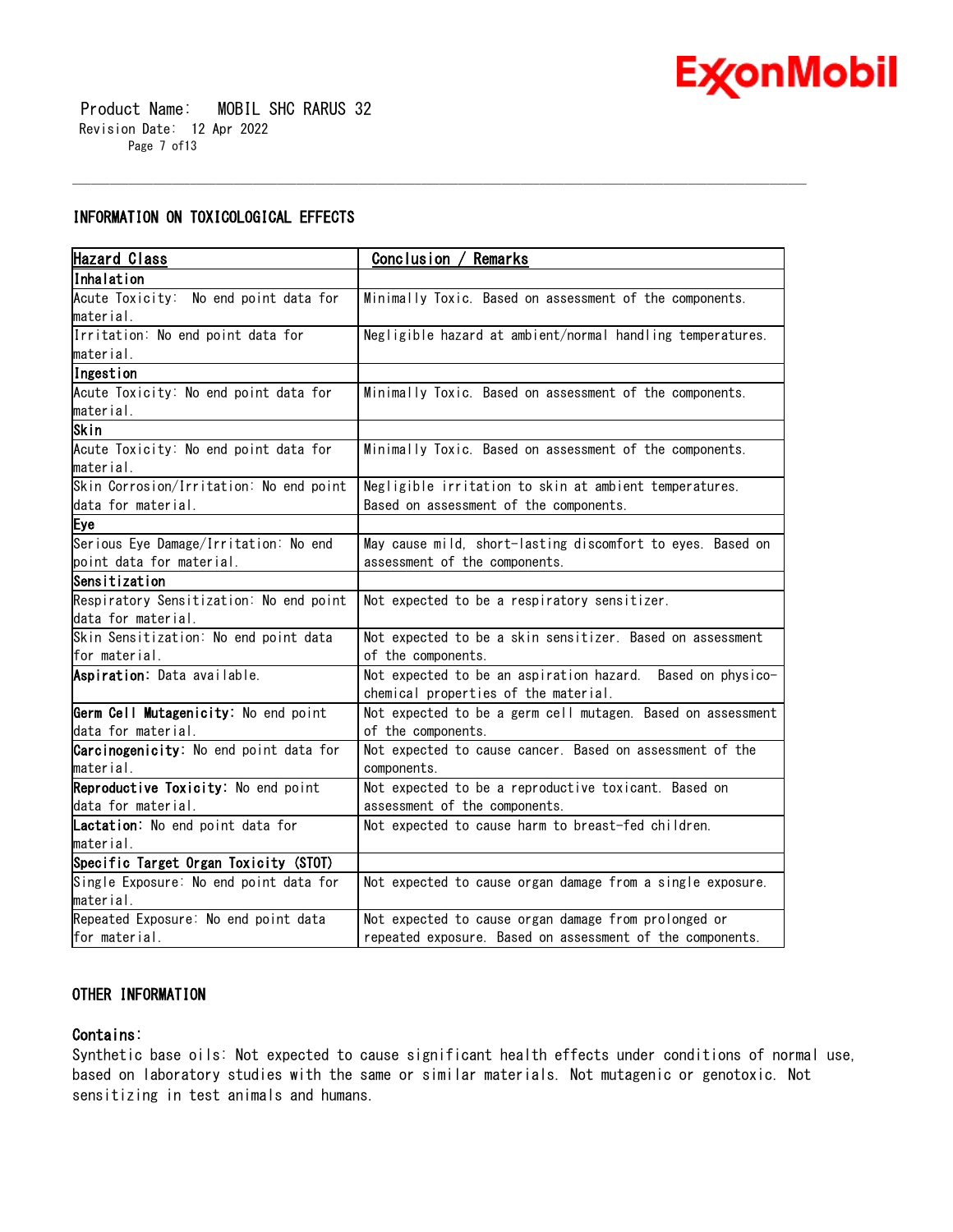## INFORMATION ON TOXICOLOGICAL EFFECTS

| Hazard Class | Conclusion / Remarks |
|---|---|
| **Inhalation** | |
| Acute Toxicity: No end point data for material. | Minimally Toxic. Based on assessment of the components. |
| Irritation: No end point data for material. | Negligible hazard at ambient/normal handling temperatures. |
| **Ingestion** | |
| Acute Toxicity: No end point data for material. | Minimally Toxic. Based on assessment of the components. |
| **Skin** | |
| Acute Toxicity: No end point data for material. | Minimally Toxic. Based on assessment of the components. |
| Skin Corrosion/Irritation: No end point data for material. | Negligible irritation to skin at ambient temperatures. Based on assessment of the components. |
| **Eye** | |
| Serious Eye Damage/Irritation: No end point data for material. | May cause mild, short-lasting discomfort to eyes. Based on assessment of the components. |
| **Sensitization** | |
| Respiratory Sensitization: No end point data for material. | Not expected to be a respiratory sensitizer. |
| Skin Sensitization: No end point data for material. | Not expected to be a skin sensitizer. Based on assessment of the components. |
| **Aspiration:** Data available. | Not expected to be an aspiration hazard. Based on physico-chemical properties of the material. |
| **Germ Cell Mutagenicity:** No end point data for material. | Not expected to be a germ cell mutagen. Based on assessment of the components. |
| **Carcinogenicity:** No end point data for material. | Not expected to cause cancer. Based on assessment of the components. |
| **Reproductive Toxicity:** No end point data for material. | Not expected to be a reproductive toxicant. Based on assessment of the components. |
| **Lactation:** No end point data for material. | Not expected to cause harm to breast-fed children. |
| **Specific Target Organ Toxicity (STOT)** | |
| Single Exposure: No end point data for material. | Not expected to cause organ damage from a single exposure. |
| Repeated Exposure: No end point data for material. | Not expected to cause organ damage from prolonged or repeated exposure. Based on assessment of the components. |

## OTHER INFORMATION

**Contains:**

Synthetic base oils: Not expected to cause significant health effects under conditions of normal use, based on laboratory studies with the same or similar materials. Not mutagenic or genotoxic. Not sensitizing in test animals and humans.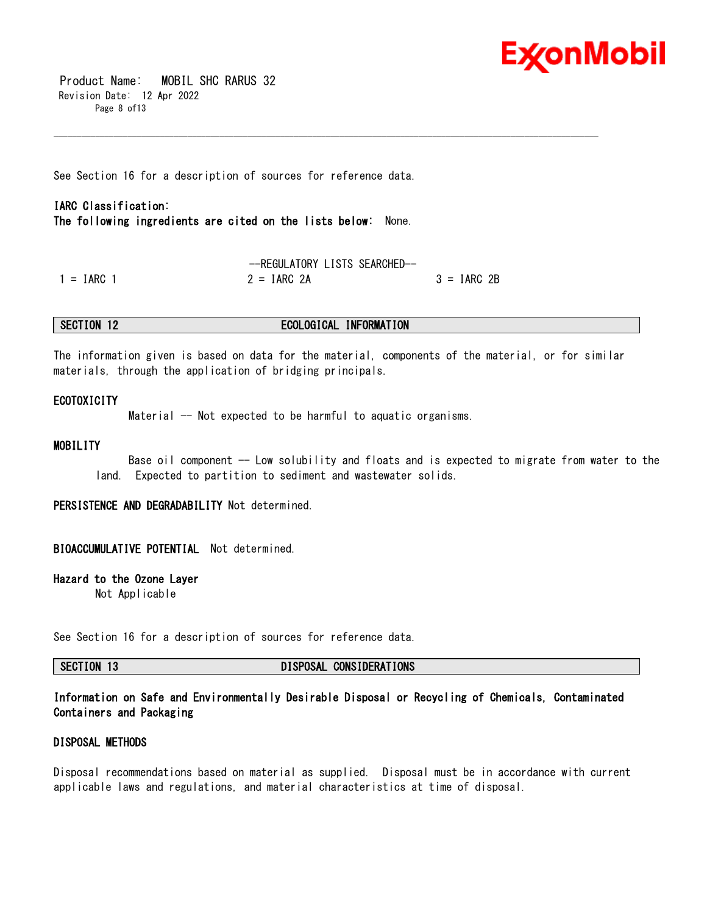See Section 16 for a description of sources for reference data.

**IARC Classification:**
**The following ingredients are cited on the lists below:** None.

--REGULATORY LISTS SEARCHED--

| 1 = IARC 1 | 2 = IARC 2A | 3 = IARC 2B |
|---|---|---|

## SECTION 12 ECOLOGICAL INFORMATION

The information given is based on data for the material, components of the material, or for similar materials, through the application of bridging principals.

### ECOTOXICITY

Material -- Not expected to be harmful to aquatic organisms.

### MOBILITY

Base oil component -- Low solubility and floats and is expected to migrate from water to the land. Expected to partition to sediment and wastewater solids.

**PERSISTENCE AND DEGRADABILITY** Not determined.

**BIOACCUMULATIVE POTENTIAL** Not determined.

**Hazard to the Ozone Layer**
Not Applicable

See Section 16 for a description of sources for reference data.

## SECTION 13 DISPOSAL CONSIDERATIONS

**Information on Safe and Environmentally Desirable Disposal or Recycling of Chemicals, Contaminated Containers and Packaging**

### DISPOSAL METHODS

Disposal recommendations based on material as supplied. Disposal must be in accordance with current applicable laws and regulations, and material characteristics at time of disposal.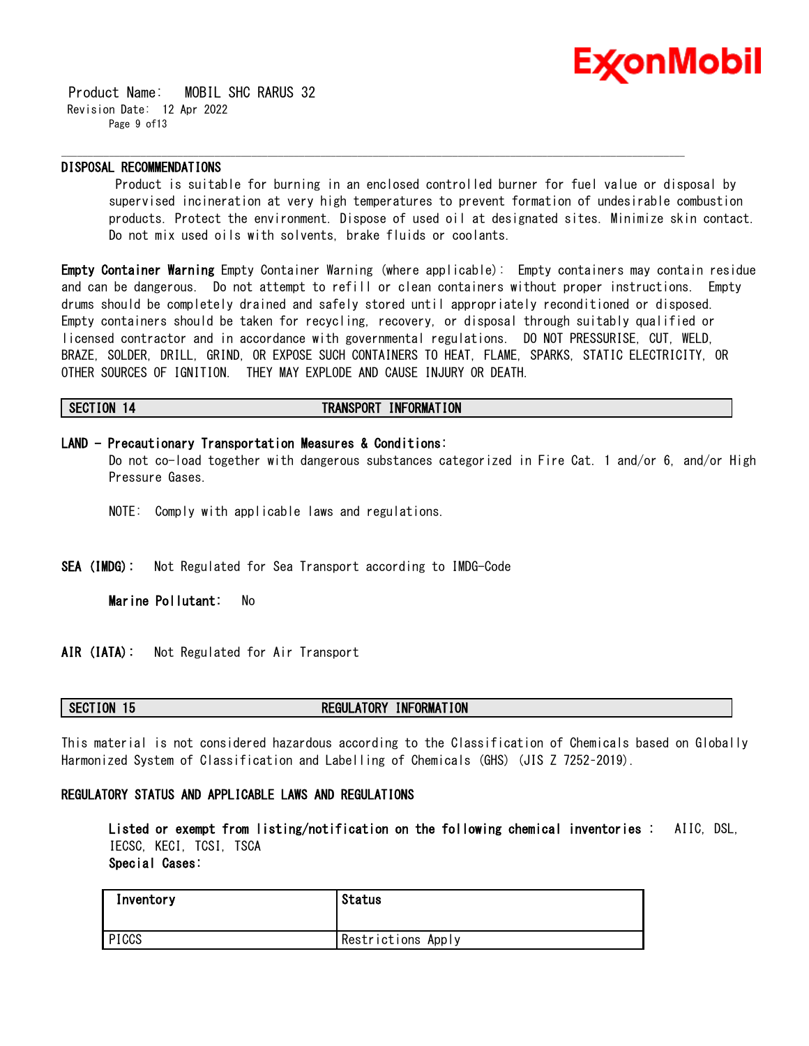### DISPOSAL RECOMMENDATIONS

Product is suitable for burning in an enclosed controlled burner for fuel value or disposal by supervised incineration at very high temperatures to prevent formation of undesirable combustion products. Protect the environment. Dispose of used oil at designated sites. Minimize skin contact. Do not mix used oils with solvents, brake fluids or coolants.

**Empty Container Warning** Empty Container Warning (where applicable): Empty containers may contain residue and can be dangerous. Do not attempt to refill or clean containers without proper instructions. Empty drums should be completely drained and safely stored until appropriately reconditioned or disposed. Empty containers should be taken for recycling, recovery, or disposal through suitably qualified or licensed contractor and in accordance with governmental regulations. DO NOT PRESSURISE, CUT, WELD, BRAZE, SOLDER, DRILL, GRIND, OR EXPOSE SUCH CONTAINERS TO HEAT, FLAME, SPARKS, STATIC ELECTRICITY, OR OTHER SOURCES OF IGNITION. THEY MAY EXPLODE AND CAUSE INJURY OR DEATH.

## SECTION 14 TRANSPORT INFORMATION

**LAND - Precautionary Transportation Measures & Conditions:**

Do not co-load together with dangerous substances categorized in Fire Cat. 1 and/or 6, and/or High Pressure Gases.

NOTE: Comply with applicable laws and regulations.

**SEA (IMDG):** Not Regulated for Sea Transport according to IMDG-Code

**Marine Pollutant:** No

**AIR (IATA):** Not Regulated for Air Transport

## SECTION 15 REGULATORY INFORMATION

This material is not considered hazardous according to the Classification of Chemicals based on Globally Harmonized System of Classification and Labelling of Chemicals (GHS) (JIS Z 7252-2019).

### REGULATORY STATUS AND APPLICABLE LAWS AND REGULATIONS

**Listed or exempt from listing/notification on the following chemical inventories :** AIIC, DSL, IECSC, KECI, TCSI, TSCA

**Special Cases:**

| Inventory | Status |
|---|---|
| PICCS | Restrictions Apply |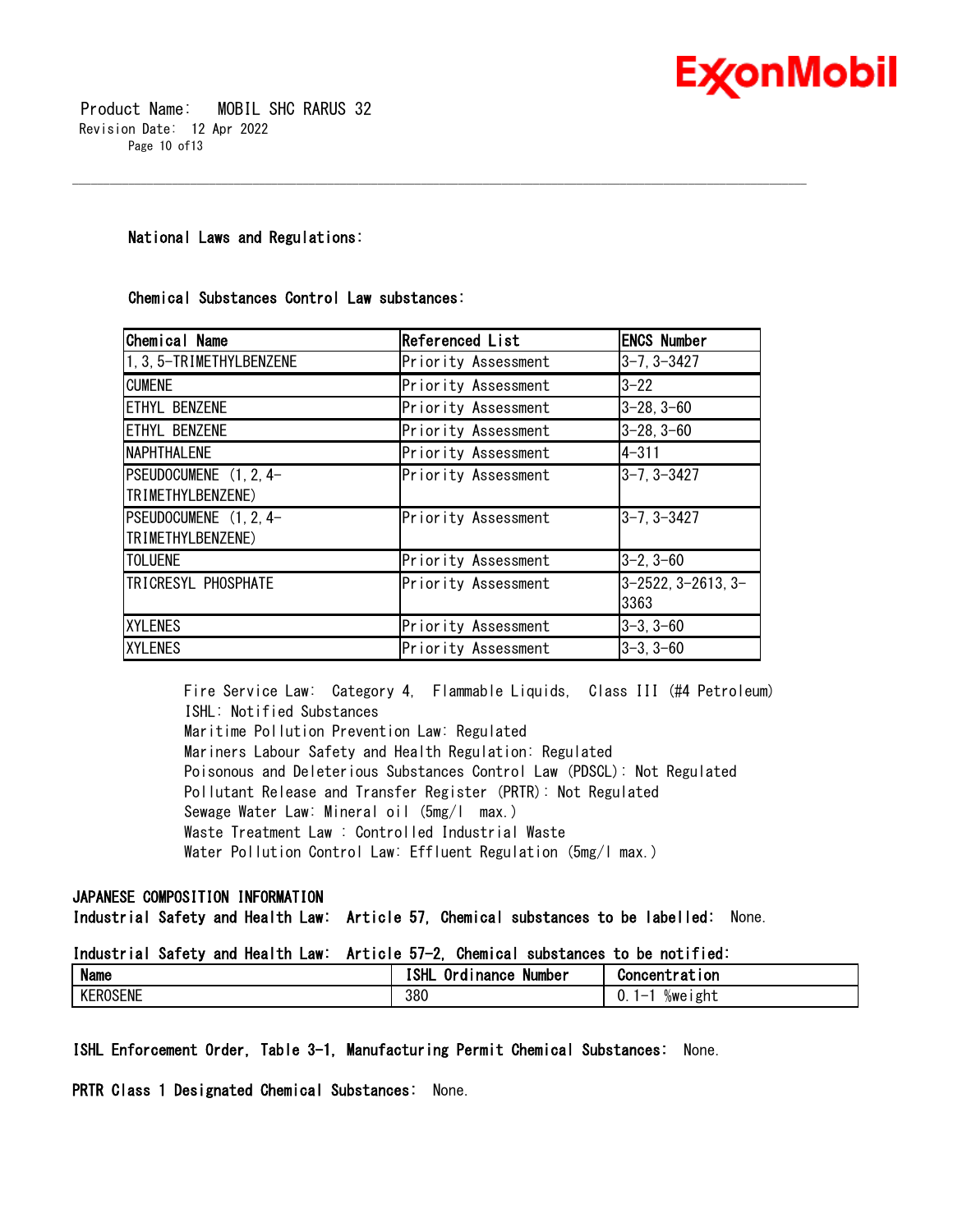### National Laws and Regulations:

#### Chemical Substances Control Law substances:

| Chemical Name | Referenced List | ENCS Number |
|---|---|---|
| 1,3,5-TRIMETHYLBENZENE | Priority Assessment | 3-7, 3-3427 |
| CUMENE | Priority Assessment | 3-22 |
| ETHYL BENZENE | Priority Assessment | 3-28, 3-60 |
| ETHYL BENZENE | Priority Assessment | 3-28, 3-60 |
| NAPHTHALENE | Priority Assessment | 4-311 |
| PSEUDOCUMENE (1,2,4-TRIMETHYLBENZENE) | Priority Assessment | 3-7, 3-3427 |
| PSEUDOCUMENE (1,2,4-TRIMETHYLBENZENE) | Priority Assessment | 3-7, 3-3427 |
| TOLUENE | Priority Assessment | 3-2, 3-60 |
| TRICRESYL PHOSPHATE | Priority Assessment | 3-2522, 3-2613, 3-3363 |
| XYLENES | Priority Assessment | 3-3, 3-60 |
| XYLENES | Priority Assessment | 3-3, 3-60 |

Fire Service Law: Category 4, Flammable Liquids, Class III (#4 Petroleum)
ISHL: Notified Substances
Maritime Pollution Prevention Law: Regulated
Mariners Labour Safety and Health Regulation: Regulated
Poisonous and Deleterious Substances Control Law (PDSCL): Not Regulated
Pollutant Release and Transfer Register (PRTR): Not Regulated
Sewage Water Law: Mineral oil (5mg/l max.)
Waste Treatment Law : Controlled Industrial Waste
Water Pollution Control Law: Effluent Regulation (5mg/l max.)

**JAPANESE COMPOSITION INFORMATION**
**Industrial Safety and Health Law: Article 57, Chemical substances to be labelled:** None.

**Industrial Safety and Health Law: Article 57-2, Chemical substances to be notified:**

| Name | ISHL Ordinance Number | Concentration |
|---|---|---|
| KEROSENE | 380 | 0.1-1 %weight |

**ISHL Enforcement Order, Table 3-1, Manufacturing Permit Chemical Substances:** None.

**PRTR Class 1 Designated Chemical Substances:** None.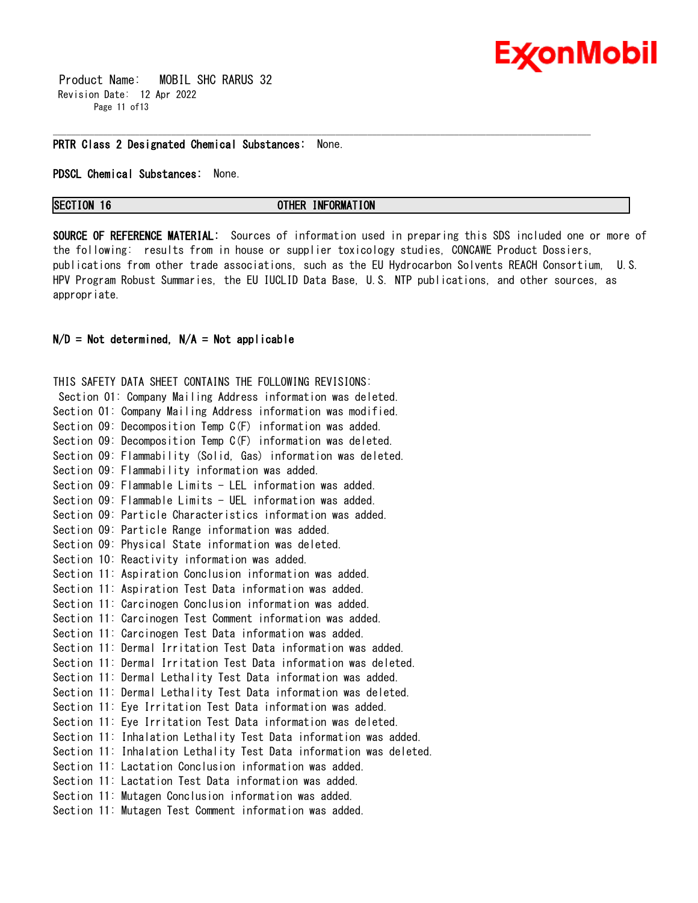**PRTR Class 2 Designated Chemical Substances:** None.

**PDSCL Chemical Substances:** None.

## SECTION 16 OTHER INFORMATION

**SOURCE OF REFERENCE MATERIAL:** Sources of information used in preparing this SDS included one or more of the following: results from in house or supplier toxicology studies, CONCAWE Product Dossiers, publications from other trade associations, such as the EU Hydrocarbon Solvents REACH Consortium, U.S. HPV Program Robust Summaries, the EU IUCLID Data Base, U.S. NTP publications, and other sources, as appropriate.

**N/D = Not determined, N/A = Not applicable**

THIS SAFETY DATA SHEET CONTAINS THE FOLLOWING REVISIONS:
Section 01: Company Mailing Address information was deleted.
Section 01: Company Mailing Address information was modified.
Section 09: Decomposition Temp C(F) information was added.
Section 09: Decomposition Temp C(F) information was deleted.
Section 09: Flammability (Solid, Gas) information was deleted.
Section 09: Flammability information was added.
Section 09: Flammable Limits - LEL information was added.
Section 09: Flammable Limits - UEL information was added.
Section 09: Particle Characteristics information was added.
Section 09: Particle Range information was added.
Section 09: Physical State information was deleted.
Section 10: Reactivity information was added.
Section 11: Aspiration Conclusion information was added.
Section 11: Aspiration Test Data information was added.
Section 11: Carcinogen Conclusion information was added.
Section 11: Carcinogen Test Comment information was added.
Section 11: Carcinogen Test Data information was added.
Section 11: Dermal Irritation Test Data information was added.
Section 11: Dermal Irritation Test Data information was deleted.
Section 11: Dermal Lethality Test Data information was added.
Section 11: Dermal Lethality Test Data information was deleted.
Section 11: Eye Irritation Test Data information was added.
Section 11: Eye Irritation Test Data information was deleted.
Section 11: Inhalation Lethality Test Data information was added.
Section 11: Inhalation Lethality Test Data information was deleted.
Section 11: Lactation Conclusion information was added.
Section 11: Lactation Test Data information was added.
Section 11: Mutagen Conclusion information was added.
Section 11: Mutagen Test Comment information was added.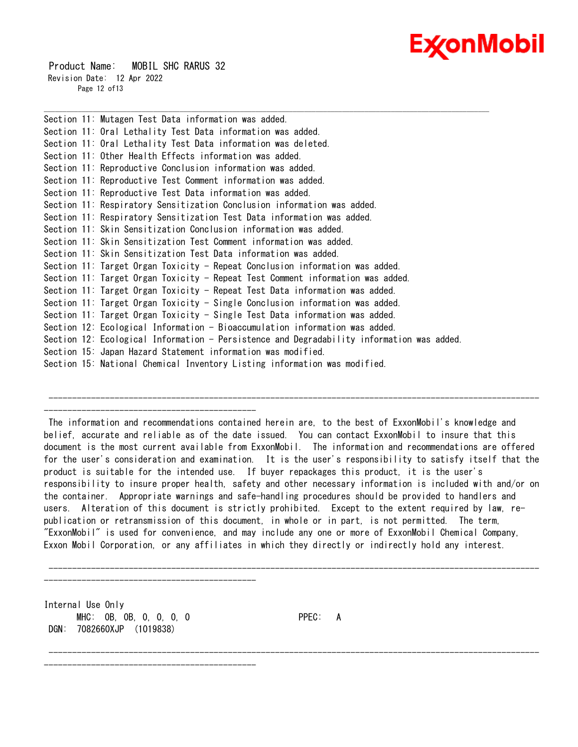Section 11: Mutagen Test Data information was added.
Section 11: Oral Lethality Test Data information was added.
Section 11: Oral Lethality Test Data information was deleted.
Section 11: Other Health Effects information was added.
Section 11: Reproductive Conclusion information was added.
Section 11: Reproductive Test Comment information was added.
Section 11: Reproductive Test Data information was added.
Section 11: Respiratory Sensitization Conclusion information was added.
Section 11: Respiratory Sensitization Test Data information was added.
Section 11: Skin Sensitization Conclusion information was added.
Section 11: Skin Sensitization Test Comment information was added.
Section 11: Skin Sensitization Test Data information was added.
Section 11: Target Organ Toxicity - Repeat Conclusion information was added.
Section 11: Target Organ Toxicity - Repeat Test Comment information was added.
Section 11: Target Organ Toxicity - Repeat Test Data information was added.
Section 11: Target Organ Toxicity - Single Conclusion information was added.
Section 11: Target Organ Toxicity - Single Test Data information was added.
Section 12: Ecological Information - Bioaccumulation information was added.
Section 12: Ecological Information - Persistence and Degradability information was added.
Section 15: Japan Hazard Statement information was modified.
Section 15: National Chemical Inventory Listing information was modified.

---

The information and recommendations contained herein are, to the best of ExxonMobil's knowledge and belief, accurate and reliable as of the date issued. You can contact ExxonMobil to insure that this document is the most current available from ExxonMobil. The information and recommendations are offered for the user's consideration and examination. It is the user's responsibility to satisfy itself that the product is suitable for the intended use. If buyer repackages this product, it is the user's responsibility to insure proper health, safety and other necessary information is included with and/or on the container. Appropriate warnings and safe-handling procedures should be provided to handlers and users. Alteration of this document is strictly prohibited. Except to the extent required by law, re-publication or retransmission of this document, in whole or in part, is not permitted. The term, "ExxonMobil" is used for convenience, and may include any one or more of ExxonMobil Chemical Company, Exxon Mobil Corporation, or any affiliates in which they directly or indirectly hold any interest.

---

Internal Use Only
MHC: 0B, 0B, 0, 0, 0, 0 PPEC: A
DGN: 7082660XJP (1019838)

---